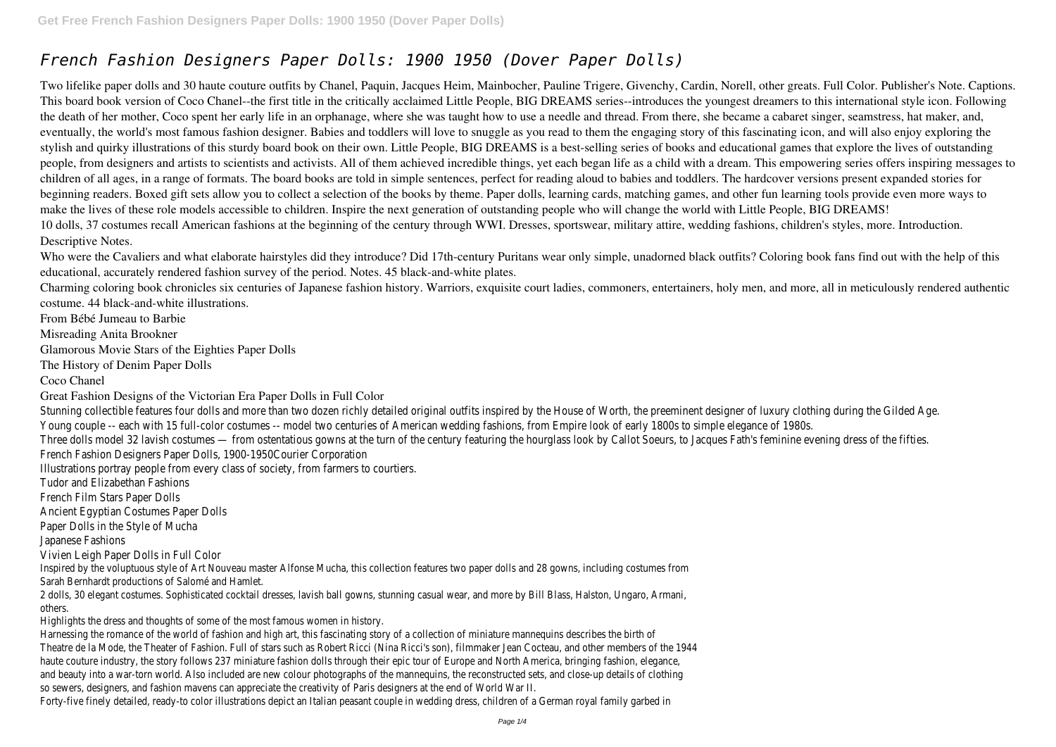# *French Fashion Designers Paper Dolls: 1900 1950 (Dover Paper Dolls)*

Two lifelike paper dolls and 30 haute couture outfits by Chanel, Paquin, Jacques Heim, Mainbocher, Pauline Trigere, Givenchy, Cardin, Norell, other greats. Full Color. Publisher's Note. Captions.

This board book version of Coco Chanel--the first title in the critically acclaimed Little People, BIG DREAMS series--introduces the youngest dreamers to this international style icon. Following the death of her mother, Coco spent her early life in an orphanage, where she was taught how to use a needle and thread. From there, she became a cabaret singer, seamstress, hat maker, and, eventually, the world's most famous fashion designer. Babies and toddlers will love to snuggle as you read to them the engaging story of this fascinating icon, and will also enjoy exploring the stylish and quirky illustrations of this sturdy board book on their own. Little People, BIG DREAMS is a best-selling series of books and educational games that explore the lives of outstanding people, from designers and artists to scientists and activists. All of them achieved incredible things, yet each began life as a child with a dream. This empowering series offers inspiring messages to children of all ages, in a range of formats. The board books are told in simple sentences, perfect for reading aloud to babies and toddlers. The hardcover versions present expanded stories for beginning readers. Boxed gift sets allow you to collect a selection of the books by theme. Paper dolls, learning cards, matching games, and other fun learning tools provide even more ways to make the lives of these role models accessible to children. Inspire the next generation of outstanding people who will change the world with Little People, BIG DREAMS!

10 dolls, 37 costumes recall American fashions at the beginning of the century through WWI. Dresses, sportswear, military attire, wedding fashions, children's styles, more. Introduction. Descriptive Notes.

Who were the Cavaliers and what elaborate hairstyles did they introduce? Did 17th-century Puritans wear only simple, unadorned black outfits? Coloring book fans find out with the help of this educational, accurately rendered fashion survey of the period. Notes. 45 black-and-white plates.

Charming coloring book chronicles six centuries of Japanese fashion history. Warriors, exquisite court ladies, commoners, entertainers, holy men, and more, all in meticulously rendered authentic costume. 44 black-and-white illustrations.

From Bébé Jumeau to Barbie

Misreading Anita Brookner

Glamorous Movie Stars of the Eighties Paper Dolls

The History of Denim Paper Dolls

Coco Chanel

Great Fashion Designs of the Victorian Era Paper Dolls in Full Color

Stunning collectible features four dolls and more than two dozen richly detailed original outfits inspired by the House of Worth, the preeminent designer of luxury clothing during the Gilded Age.

Young couple -- each with 15 full-color costumes -- model two centuries of American wedding fashions, from Empire look of early 1800s to simple elegance of 1980s.

Three dolls model 32 lavish costumes — from ostentatious gowns at the turn of the century featuring the hourglass look by Callot Soeurs, to Jacques Fath's feminine evening dress of the fifties.

French Fashion Designers Paper Dolls, 1900-1950Courier Corporation

Illustrations portray people from every class of society, from farmers to courtiers.

Tudor and Elizabethan Fashions

French Film Stars Paper Dolls

Ancient Egyptian Costumes Paper Dolls

Paper Dolls in the Style of Mucha

Japanese Fashions

Vivien Leigh Paper Dolls in Full Color

Inspired by the voluptuous style of Art Nouveau master Alfonse Mucha, this collection features two paper dolls and 28 gowns, including costumes from Sarah Bernhardt productions of Salomé and Hamlet.

2 dolls, 30 elegant costumes. Sophisticated cocktail dresses, lavish ball gowns, stunning casual wear, and more by Bill Blass, Halston, Ungaro, Armani, others.

Highlights the dress and thoughts of some of the most famous women in history.

Harnessing the romance of the world of fashion and high art, this fascinating story of a collection of miniature mannequins describes the birth of Theatre de la Mode, the Theater of Fashion. Full of stars such as Robert Ricci (Nina Ricci's son), filmmaker Jean Cocteau, and other members of the 1944 haute couture industry, the story follows 237 miniature fashion dolls through their epic tour of Europe and North America, bringing fashion, elegance, and beauty into a war-torn world. Also included are new colour photographs of the mannequins, the reconstructed sets, and close-up details of clothing so sewers, designers, and fashion mavens can appreciate the creativity of Paris designers at the end of World War II.

Forty-five finely detailed, ready-to color illustrations depict an Italian peasant couple in wedding dress, children of a German royal family garbed in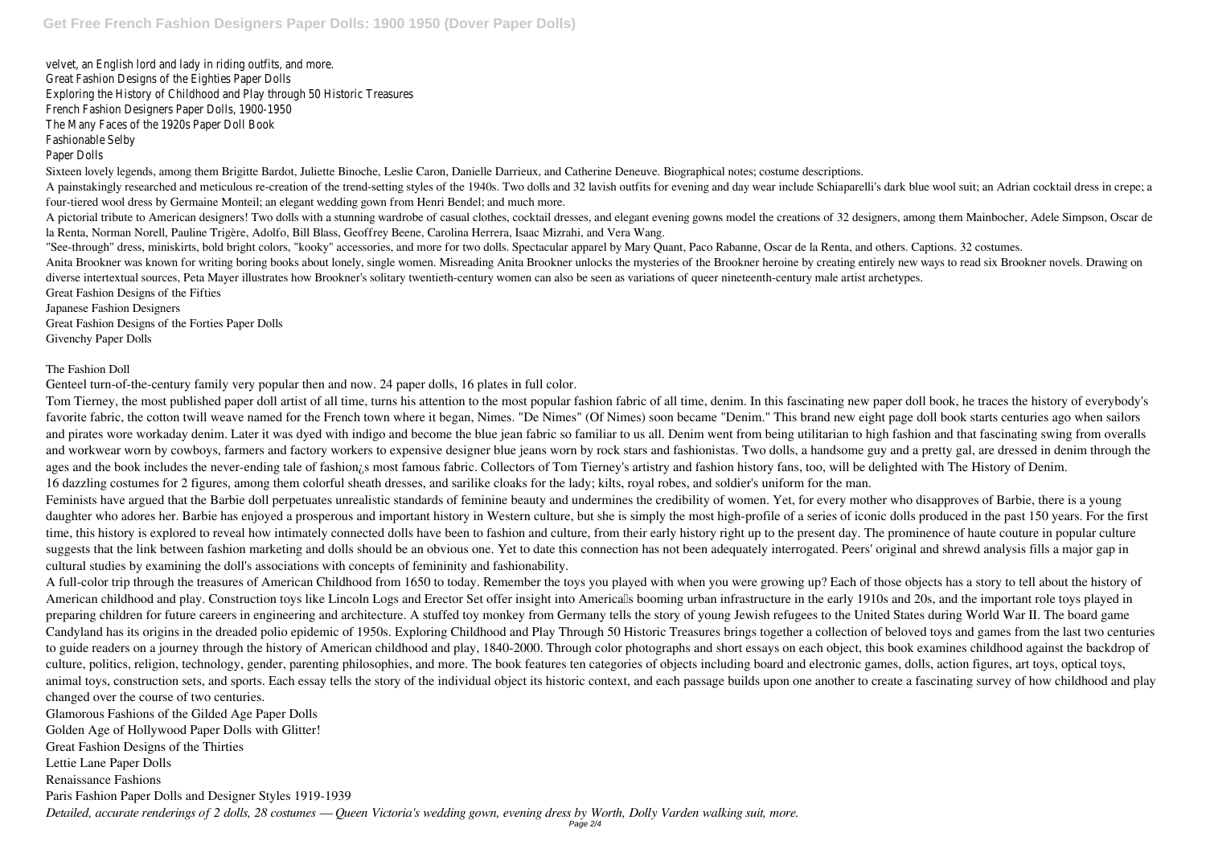velvet, an English lord and lady in riding outfits, and more.
Great Fashion Designs of the Eighties Paper Dolls
Exploring the History of Childhood and Play through 50 Historic Treasures
French Fashion Designers Paper Dolls, 1900-1950
The Many Faces of the 1920s Paper Doll Book
Fashionable Selby
Paper Dolls

Sixteen lovely legends, among them Brigitte Bardot, Juliette Binoche, Leslie Caron, Danielle Darrieux, and Catherine Deneuve. Biographical notes; costume descriptions.

A painstakingly researched and meticulous re-creation of the trend-setting styles of the 1940s. Two dolls and 32 lavish outfits for evening and day wear include Schiaparelli's dark blue wool suit; an Adrian cocktail dress in crepe; a four-tiered wool dress by Germaine Monteil; an elegant wedding gown from Henri Bendel; and much more.

A pictorial tribute to American designers! Two dolls with a stunning wardrobe of casual clothes, cocktail dresses, and elegant evening gowns model the creations of 32 designers, among them Mainbocher, Adele Simpson, Oscar de la Renta, Norman Norell, Pauline Trigère, Adolfo, Bill Blass, Geoffrey Beene, Carolina Herrera, Isaac Mizrahi, and Vera Wang.

"See-through" dress, miniskirts, bold bright colors, "kooky" accessories, and more for two dolls. Spectacular apparel by Mary Quant, Paco Rabanne, Oscar de la Renta, and others. Captions. 32 costumes.

Anita Brookner was known for writing boring books about lonely, single women. Misreading Anita Brookner unlocks the mysteries of the Brookner heroine by creating entirely new ways to read six Brookner novels. Drawing on diverse intertextual sources, Peta Mayer illustrates how Brookner's solitary twentieth-century women can also be seen as variations of queer nineteenth-century male artist archetypes.

Great Fashion Designs of the Fifties
Japanese Fashion Designers
Great Fashion Designs of the Forties Paper Dolls
Givenchy Paper Dolls

The Fashion Doll

Genteel turn-of-the-century family very popular then and now. 24 paper dolls, 16 plates in full color.

Tom Tierney, the most published paper doll artist of all time, turns his attention to the most popular fashion fabric of all time, denim. In this fascinating new paper doll book, he traces the history of everybody's favorite fabric, the cotton twill weave named for the French town where it began, Nimes. "De Nimes" (Of Nimes) soon became "Denim." This brand new eight page doll book starts centuries ago when sailors and pirates wore workaday denim. Later it was dyed with indigo and become the blue jean fabric so familiar to us all. Denim went from being utilitarian to high fashion and that fascinating swing from overalls and workwear worn by cowboys, farmers and factory workers to expensive designer blue jeans worn by rock stars and fashionistas. Two dolls, a handsome guy and a pretty gal, are dressed in denim through the ages and the book includes the never-ending tale of fashion¿s most famous fabric. Collectors of Tom Tierney's artistry and fashion history fans, too, will be delighted with The History of Denim.

16 dazzling costumes for 2 figures, among them colorful sheath dresses, and sarilike cloaks for the lady; kilts, royal robes, and soldier's uniform for the man.

Feminists have argued that the Barbie doll perpetuates unrealistic standards of feminine beauty and undermines the credibility of women. Yet, for every mother who disapproves of Barbie, there is a young daughter who adores her. Barbie has enjoyed a prosperous and important history in Western culture, but she is simply the most high-profile of a series of iconic dolls produced in the past 150 years. For the first time, this history is explored to reveal how intimately connected dolls have been to fashion and culture, from their early history right up to the present day. The prominence of haute couture in popular culture suggests that the link between fashion marketing and dolls should be an obvious one. Yet to date this connection has not been adequately interrogated. Peers' original and shrewd analysis fills a major gap in cultural studies by examining the doll's associations with concepts of femininity and fashionability.

A full-color trip through the treasures of American Childhood from 1650 to today. Remember the toys you played with when you were growing up? Each of those objects has a story to tell about the history of American childhood and play. Construction toys like Lincoln Logs and Erector Set offer insight into America's booming urban infrastructure in the early 1910s and 20s, and the important role toys played in preparing children for future careers in engineering and architecture. A stuffed toy monkey from Germany tells the story of young Jewish refugees to the United States during World War II. The board game Candyland has its origins in the dreaded polio epidemic of 1950s. Exploring Childhood and Play Through 50 Historic Treasures brings together a collection of beloved toys and games from the last two centuries to guide readers on a journey through the history of American childhood and play, 1840-2000. Through color photographs and short essays on each object, this book examines childhood against the backdrop of culture, politics, religion, technology, gender, parenting philosophies, and more. The book features ten categories of objects including board and electronic games, dolls, action figures, art toys, optical toys, animal toys, construction sets, and sports. Each essay tells the story of the individual object its historic context, and each passage builds upon one another to create a fascinating survey of how childhood and play changed over the course of two centuries.

Glamorous Fashions of the Gilded Age Paper Dolls
Golden Age of Hollywood Paper Dolls with Glitter!
Great Fashion Designs of the Thirties
Lettie Lane Paper Dolls
Renaissance Fashions
Paris Fashion Paper Dolls and Designer Styles 1919-1939

*Detailed, accurate renderings of 2 dolls, 28 costumes — Queen Victoria's wedding gown, evening dress by Worth, Dolly Varden walking suit, more.*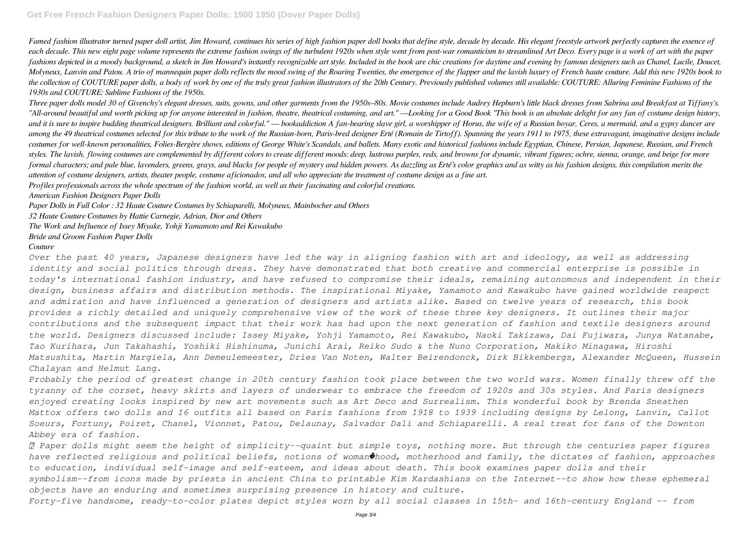*Famed fashion illustrator turned paper doll artist, Jim Howard, continues his series of high fashion paper doll books that define style, decade by decade. His elegant freestyle artwork perfectly captures the essence of each decade. This new eight page volume represents the extreme fashion swings of the turbulent 1920s when style went from post-war romanticism to streamlined Art Deco. Every page is a work of art with the paper fashions depicted in a moody background, a sketch in Jim Howard's instantly recognizable art style. Included in the book are chic creations for daytime and evening by famous designers such as Chanel, Lucile, Doucet, Molyneux, Lanvin and Patou. A trio of mannequin paper dolls reflects the mood swing of the Roaring Twenties, the emergence of the flapper and the lavish luxury of French haute couture. Add this new 1920s book to the collection of COUTURE paper dolls, a body of work by one of the truly great fashion illustrators of the 20th Century. Previously published volumes still available: COUTURE: Alluring Feminine Fashions of the 1930s and COUTURE: Sublime Fashions of the 1950s.*

*Three paper dolls model 30 of Givenchy's elegant dresses, suits, gowns, and other garments from the 1950s–80s. Movie costumes include Audrey Hepburn's little black dresses from Sabrina and Breakfast at Tiffany's. "All-around beautiful and worth picking up for anyone interested in fashion, theatre, theatrical costuming, and art." —Looking for a Good Book "This book is an absolute delight for any fan of costume design history, and it is sure to inspire budding theatrical designers. Brilliant and colorful." — bookaddiction A fan-bearing slave girl, a worshipper of Horus, the wife of a Russian boyar, Ceres, a mermaid, and a gypsy dancer are among the 49 theatrical costumes selected for this tribute to the work of the Russian-born, Paris-bred designer Erté (Romain de Tirtoff). Spanning the years 1911 to 1975, these extravagant, imaginative designs include costumes for well-known personalities, Folies-Bergère shows, editions of George White's Scandals, and ballets. Many exotic and historical fashions include Egyptian, Chinese, Persian, Japanese, Russian, and French styles. The lavish, flowing costumes are complemented by different colors to create different moods: deep, lustrous purples, reds, and browns for dynamic, vibrant figures; ochre, sienna, orange, and beige for more formal characters; and pale blue, lavenders, greens, grays, and blacks for people of mystery and hidden powers. As dazzling as Erté's color graphics and as witty as his fashion designs, this compilation merits the attention of costume designers, artists, theater people, costume aficionados, and all who appreciate the treatment of costume design as a fine art.*

*Profiles professionals across the whole spectrum of the fashion world, as well as their fascinating and colorful creations.*

*American Fashion Designers Paper Dolls*

*Paper Dolls in Full Color : 32 Haute Couture Costumes by Schiaparelli, Molyneux, Mainbocher and Others*

*32 Haute Couture Costumes by Hattie Carnegie, Adrian, Dior and Others*

*The Work and Influence of Issey Miyake, Yohji Yamamoto and Rei Kawakubo*

*Bride and Groom Fashion Paper Dolls*

*Couture*

*Over the past 40 years, Japanese designers have led the way in aligning fashion with art and ideology, as well as addressing identity and social politics through dress. They have demonstrated that both creative and commercial enterprise is possible in today's international fashion industry, and have refused to compromise their ideals, remaining autonomous and independent in their design, business affairs and distribution methods. The inspirational Miyake, Yamamoto and Kawakubo have gained worldwide respect and admiration and have influenced a generation of designers and artists alike. Based on twelve years of research, this book provides a richly detailed and uniquely comprehensive view of the work of these three key designers. It outlines their major contributions and the subsequent impact that their work has had upon the next generation of fashion and textile designers around the world. Designers discussed include: Issey Miyake, Yohji Yamamoto, Rei Kawakubo, Naoki Takizawa, Dai Fujiwara, Junya Watanabe, Tao Kurihara, Jun Takahashi, Yoshiki Hishinuma, Junichi Arai, Reiko Sudo & the Nuno Corporation, Makiko Minagawa, Hiroshi Matsushita, Martin Margiela, Ann Demeulemeester, Dries Van Noten, Walter Beirendonck, Dirk Bikkembergs, Alexander McQueen, Hussein Chalayan and Helmut Lang.*

*Probably the period of greatest change in 20th century fashion took place between the two world wars. Women finally threw off the tyranny of the corset, heavy skirts and layers of underwear to embrace the freedom of 1920s and 30s styles. And Paris designers enjoyed creating looks inspired by new art movements such as Art Deco and Surrealism. This wonderful book by Brenda Sneathen Mattox offers two dolls and 16 outfits all based on Paris fashions from 1918 to 1939 including designs by Lelong, Lanvin, Callot Soeurs, Fortuny, Poiret, Chanel, Vionnet, Patou, Delaunay, Salvador Dali and Schiaparelli. A real treat for fans of the Downton Abbey era of fashion.*

*Paper dolls might seem the height of simplicity--quaint but simple toys, nothing more. But through the centuries paper figures have reflected religious and political beliefs, notions of woman�hood, motherhood and family, the dictates of fashion, approaches to education, individual self-image and self-esteem, and ideas about death. This book examines paper dolls and their symbolism--from icons made by priests in ancient China to printable Kim Kardashians on the Internet--to show how these ephemeral objects have an enduring and sometimes surprising presence in history and culture.*

*Forty-five handsome, ready-to-color plates depict styles worn by all social classes in 15th- and 16th-century England -- from*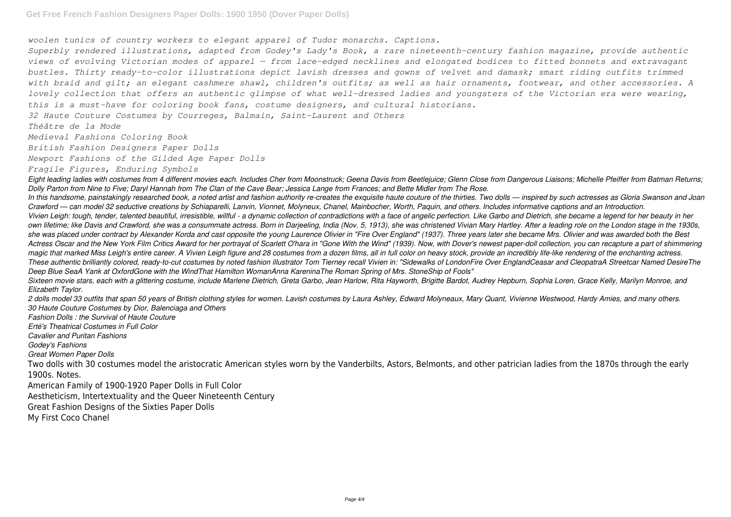*woolen tunics of country workers to elegant apparel of Tudor monarchs. Captions.*

*Superbly rendered illustrations, adapted from Godey's Lady's Book, a rare nineteenth-century fashion magazine, provide authentic views of evolving Victorian modes of apparel — from lace-edged necklines and elongated bodices to fitted bonnets and extravagant bustles. Thirty ready-to-color illustrations depict lavish dresses and gowns of velvet and damask; smart riding outfits trimmed with braid and gilt; an elegant cashmere shawl, children's outfits; as well as hair ornaments, footwear, and other accessories. A lovely collection that offers an authentic glimpse of what well-dressed ladies and youngsters of the Victorian era were wearing, this is a must-have for coloring book fans, costume designers, and cultural historians.*

*32 Haute Couture Costumes by Courreges, Balmain, Saint-Laurent and Others*

*Théâtre de la Mode*

*Medieval Fashions Coloring Book*

*British Fashion Designers Paper Dolls*

*Newport Fashions of the Gilded Age Paper Dolls*

*Fragile Figures, Enduring Symbols*

*Eight leading ladies with costumes from 4 different movies each. Includes Cher from Moonstruck; Geena Davis from Beetlejuice; Glenn Close from Dangerous Liaisons; Michelle Pfeiffer from Batman Returns; Dolly Parton from Nine to Five; Daryl Hannah from The Clan of the Cave Bear; Jessica Lange from Frances; and Bette Midler from The Rose.*

*In this handsome, painstakingly researched book, a noted artist and fashion authority re-creates the exquisite haute couture of the thirties. Two dolls — inspired by such actresses as Gloria Swanson and Joan Crawford — can model 32 seductive creations by Schiaparelli, Lanvin, Vionnet, Molyneux, Chanel, Mainbocher, Worth, Paquin, and others. Includes informative captions and an Introduction.*

*Vivien Leigh: tough, tender, talented beautiful, irresistible, willful - a dynamic collection of contradictions with a face of angelic perfection. Like Garbo and Dietrich, she became a legend for her beauty in her own lifetime; like Davis and Crawford, she was a consummate actress. Born in Darjeeling, India (Nov. 5, 1913), she was christened Vivian Mary Hartley. After a leading role on the London stage in the 1930s, she was placed under contract by Alexander Korda and cast opposite the young Laurence Olivier in "Fire Over England" (1937). Three years later she became Mrs. Olivier and was awarded both the Best Actress Oscar and the New York Film Critics Award for her portrayal of Scarlett O'hara in "Gone With the Wind" (1939). Now, with Dover's newest paper-doll collection, you can recapture a part of shimmering magic that marked Miss Leigh's entire career. A Vivien Leigh figure and 28 costumes from a dozen films, all in full color on heavy stock, provide an incredibly life-like rendering of the enchanting actress. These authentic brilliantly colored, ready-to-cut costumes by noted fashion illustrator Tom Tierney recall Vivien in: "Sidewalks of LondonFire Over EnglandCeasar and CleopatraA Streetcar Named DesireThe Deep Blue SeaA Yank at OxfordGone with the WindThat Hamilton WomanAnna KareninaThe Roman Spring of Mrs. StoneShip of Fools"*

*Sixteen movie stars, each with a glittering costume, include Marlene Dietrich, Greta Garbo, Jean Harlow, Rita Hayworth, Brigitte Bardot, Audrey Hepburn, Sophia Loren, Grace Kelly, Marilyn Monroe, and Elizabeth Taylor.*

*2 dolls model 33 outfits that span 50 years of British clothing styles for women. Lavish costumes by Laura Ashley, Edward Molyneaux, Mary Quant, Vivienne Westwood, Hardy Amies, and many others.*

*30 Haute Couture Costumes by Dior, Balenciaga and Others*

*Fashion Dolls : the Survival of Haute Couture*

*Erté's Theatrical Costumes in Full Color*

*Cavalier and Puritan Fashions*

*Godey's Fashions*

*Great Women Paper Dolls*

Two dolls with 30 costumes model the aristocratic American styles worn by the Vanderbilts, Astors, Belmonts, and other patrician ladies from the 1870s through the early 1900s. Notes.

American Family of 1900-1920 Paper Dolls in Full Color

Aestheticism, Intertextuality and the Queer Nineteenth Century

Great Fashion Designs of the Sixties Paper Dolls

My First Coco Chanel